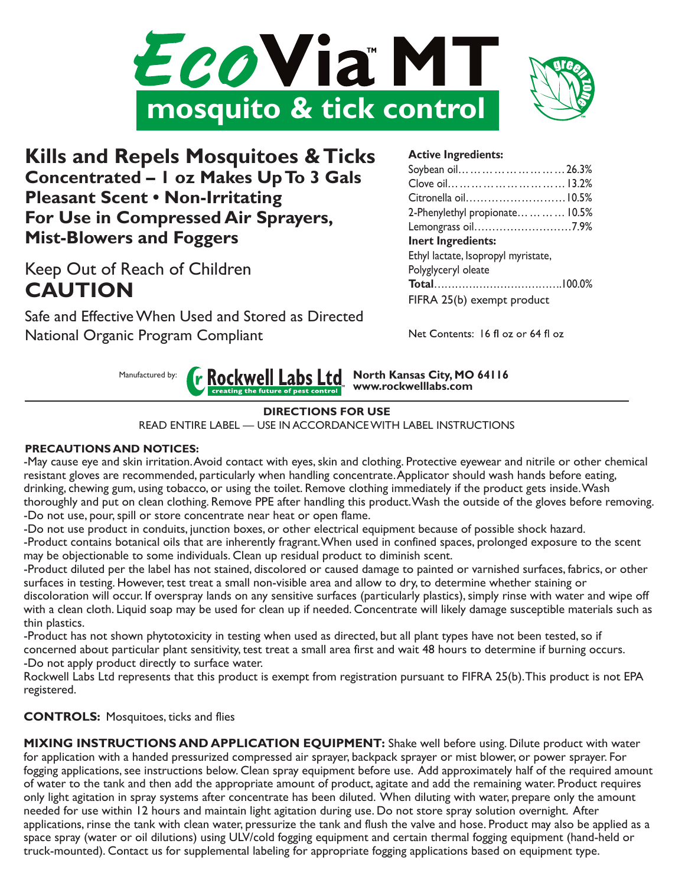# EcoVia™ MT

## mosquito & tick control

green zone™

**Kills and Repels Mosquitoes & Ticks**
**Concentrated – 1 oz Makes Up To 3 Gals**
**Pleasant Scent • Non-Irritating**
**For Use in Compressed Air Sprayers, Mist-Blowers and Foggers**

Keep Out of Reach of Children

**CAUTION**

Safe and Effective When Used and Stored as Directed
National Organic Program Compliant

**Active Ingredients:**

| | |
|---|---|
| Soybean oil | 26.3% |
| Clove oil | 13.2% |
| Citronella oil | 10.5% |
| 2-Phenylethyl propionate | 10.5% |
| Lemongrass oil | 7.9% |
| **Inert Ingredients:** | |
| Ethyl lactate, Isopropyl myristate, Polyglyceryl oleate | |
| **Total** | 100.0% |

FIFRA 25(b) exempt product

Net Contents: 16 fl oz or 64 fl oz

Manufactured by: Rockwell Labs Ltd™ creating the future of pest control
**North Kansas City, MO 64116**
**www.rockwelllabs.com**

---

**DIRECTIONS FOR USE**

READ ENTIRE LABEL — USE IN ACCORDANCE WITH LABEL INSTRUCTIONS

**PRECAUTIONS AND NOTICES:**

-May cause eye and skin irritation. Avoid contact with eyes, skin and clothing. Protective eyewear and nitrile or other chemical resistant gloves are recommended, particularly when handling concentrate. Applicator should wash hands before eating, drinking, chewing gum, using tobacco, or using the toilet. Remove clothing immediately if the product gets inside. Wash thoroughly and put on clean clothing. Remove PPE after handling this product. Wash the outside of the gloves before removing.
-Do not use, pour, spill or store concentrate near heat or open flame.
-Do not use product in conduits, junction boxes, or other electrical equipment because of possible shock hazard.
-Product contains botanical oils that are inherently fragrant. When used in confined spaces, prolonged exposure to the scent may be objectionable to some individuals. Clean up residual product to diminish scent.
-Product diluted per the label has not stained, discolored or caused damage to painted or varnished surfaces, fabrics, or other surfaces in testing. However, test treat a small non-visible area and allow to dry, to determine whether staining or discoloration will occur. If overspray lands on any sensitive surfaces (particularly plastics), simply rinse with water and wipe off with a clean cloth. Liquid soap may be used for clean up if needed. Concentrate will likely damage susceptible materials such as thin plastics.
-Product has not shown phytotoxicity in testing when used as directed, but all plant types have not been tested, so if concerned about particular plant sensitivity, test treat a small area first and wait 48 hours to determine if burning occurs.
-Do not apply product directly to surface water.
Rockwell Labs Ltd represents that this product is exempt from registration pursuant to FIFRA 25(b). This product is not EPA registered.

**CONTROLS:** Mosquitoes, ticks and flies

**MIXING INSTRUCTIONS AND APPLICATION EQUIPMENT:** Shake well before using. Dilute product with water for application with a handed pressurized compressed air sprayer, backpack sprayer or mist blower, or power sprayer. For fogging applications, see instructions below. Clean spray equipment before use. Add approximately half of the required amount of water to the tank and then add the appropriate amount of product, agitate and add the remaining water. Product requires only light agitation in spray systems after concentrate has been diluted. When diluting with water, prepare only the amount needed for use within 12 hours and maintain light agitation during use. Do not store spray solution overnight. After applications, rinse the tank with clean water, pressurize the tank and flush the valve and hose. Product may also be applied as a space spray (water or oil dilutions) using ULV/cold fogging equipment and certain thermal fogging equipment (hand-held or truck-mounted). Contact us for supplemental labeling for appropriate fogging applications based on equipment type.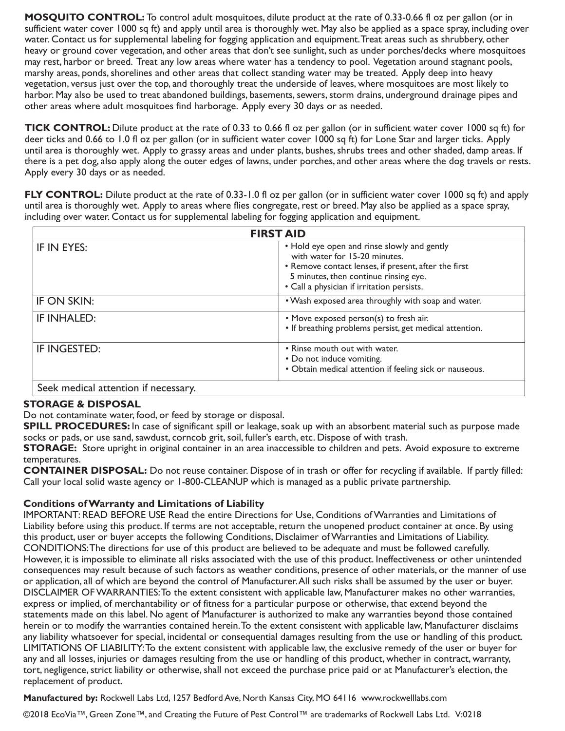**MOSQUITO CONTROL:** To control adult mosquitoes, dilute product at the rate of 0.33-0.66 fl oz per gallon (or in sufficient water cover 1000 sq ft) and apply until area is thoroughly wet. May also be applied as a space spray, including over water. Contact us for supplemental labeling for fogging application and equipment. Treat areas such as shrubbery, other heavy or ground cover vegetation, and other areas that don't see sunlight, such as under porches/decks where mosquitoes may rest, harbor or breed. Treat any low areas where water has a tendency to pool. Vegetation around stagnant pools, marshy areas, ponds, shorelines and other areas that collect standing water may be treated. Apply deep into heavy vegetation, versus just over the top, and thoroughly treat the underside of leaves, where mosquitoes are most likely to harbor. May also be used to treat abandoned buildings, basements, sewers, storm drains, underground drainage pipes and other areas where adult mosquitoes find harborage. Apply every 30 days or as needed.

**TICK CONTROL:** Dilute product at the rate of 0.33 to 0.66 fl oz per gallon (or in sufficient water cover 1000 sq ft) for deer ticks and 0.66 to 1.0 fl oz per gallon (or in sufficient water cover 1000 sq ft) for Lone Star and larger ticks. Apply until area is thoroughly wet. Apply to grassy areas and under plants, bushes, shrubs trees and other shaded, damp areas. If there is a pet dog, also apply along the outer edges of lawns, under porches, and other areas where the dog travels or rests. Apply every 30 days or as needed.

**FLY CONTROL:** Dilute product at the rate of 0.33-1.0 fl oz per gallon (or in sufficient water cover 1000 sq ft) and apply until area is thoroughly wet. Apply to areas where flies congregate, rest or breed. May also be applied as a space spray, including over water. Contact us for supplemental labeling for fogging application and equipment.

| **FIRST AID** | |
|---|---|
| IF IN EYES: | • Hold eye open and rinse slowly and gently with water for 15-20 minutes.<br>• Remove contact lenses, if present, after the first 5 minutes, then continue rinsing eye.<br>• Call a physician if irritation persists. |
| IF ON SKIN: | • Wash exposed area throughly with soap and water. |
| IF INHALED: | • Move exposed person(s) to fresh air.<br>• If breathing problems persist, get medical attention. |
| IF INGESTED: | • Rinse mouth out with water.<br>• Do not induce vomiting.<br>• Obtain medical attention if feeling sick or nauseous. |
| Seek medical attention if necessary. | |

**STORAGE & DISPOSAL**

Do not contaminate water, food, or feed by storage or disposal.

**SPILL PROCEDURES:** In case of significant spill or leakage, soak up with an absorbent material such as purpose made socks or pads, or use sand, sawdust, corncob grit, soil, fuller's earth, etc. Dispose of with trash.

**STORAGE:** Store upright in original container in an area inaccessible to children and pets. Avoid exposure to extreme temperatures.

**CONTAINER DISPOSAL:** Do not reuse container. Dispose of in trash or offer for recycling if available. If partly filled: Call your local solid waste agency or 1-800-CLEANUP which is managed as a public private partnership.

**Conditions of Warranty and Limitations of Liability**

IMPORTANT: READ BEFORE USE Read the entire Directions for Use, Conditions of Warranties and Limitations of Liability before using this product. If terms are not acceptable, return the unopened product container at once. By using this product, user or buyer accepts the following Conditions, Disclaimer of Warranties and Limitations of Liability. CONDITIONS: The directions for use of this product are believed to be adequate and must be followed carefully. However, it is impossible to eliminate all risks associated with the use of this product. Ineffectiveness or other unintended consequences may result because of such factors as weather conditions, presence of other materials, or the manner of use or application, all of which are beyond the control of Manufacturer. All such risks shall be assumed by the user or buyer. DISCLAIMER OF WARRANTIES: To the extent consistent with applicable law, Manufacturer makes no other warranties, express or implied, of merchantability or of fitness for a particular purpose or otherwise, that extend beyond the statements made on this label. No agent of Manufacturer is authorized to make any warranties beyond those contained herein or to modify the warranties contained herein. To the extent consistent with applicable law, Manufacturer disclaims any liability whatsoever for special, incidental or consequential damages resulting from the use or handling of this product. LIMITATIONS OF LIABILITY: To the extent consistent with applicable law, the exclusive remedy of the user or buyer for any and all losses, injuries or damages resulting from the use or handling of this product, whether in contract, warranty, tort, negligence, strict liability or otherwise, shall not exceed the purchase price paid or at Manufacturer's election, the replacement of product.

**Manufactured by:** Rockwell Labs Ltd, 1257 Bedford Ave, North Kansas City, MO 64116 www.rockwelllabs.com

©2018 EcoVia™, Green Zone™, and Creating the Future of Pest Control™ are trademarks of Rockwell Labs Ltd. V:0218